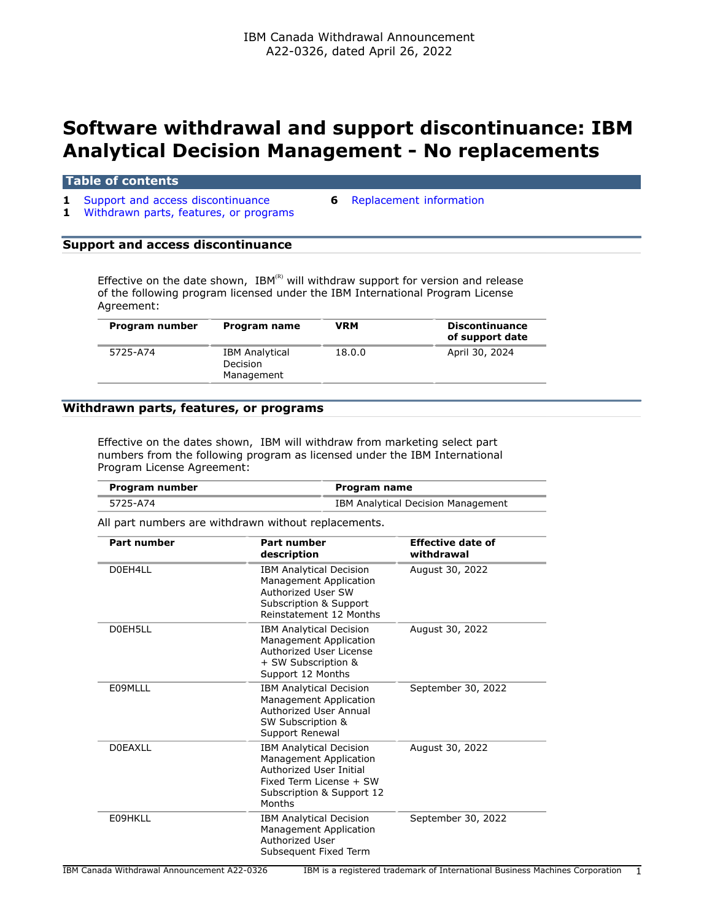IBM Canada Withdrawal Announcement
A22-0326, dated April 26, 2022

# Software withdrawal and support discontinuance: IBM Analytical Decision Management - No replacements

## Table of contents

| | | | |
|---|---|---|---|
| 1 | Support and access discontinuance | 6 | Replacement information |
| 1 | Withdrawn parts, features, or programs | | |

## Support and access discontinuance

Effective on the date shown, IBM(R) will withdraw support for version and release of the following program licensed under the IBM International Program License Agreement:

| Program number | Program name | VRM | Discontinuance of support date |
|---|---|---|---|
| 5725-A74 | IBM Analytical Decision Management | 18.0.0 | April 30, 2024 |

## Withdrawn parts, features, or programs

Effective on the dates shown, IBM will withdraw from marketing select part numbers from the following program as licensed under the IBM International Program License Agreement:

| Program number | Program name |
|---|---|
| 5725-A74 | IBM Analytical Decision Management |

All part numbers are withdrawn without replacements.

| Part number | Part number description | Effective date of withdrawal |
|---|---|---|
| D0EH4LL | IBM Analytical Decision Management Application Authorized User SW Subscription & Support Reinstatement 12 Months | August 30, 2022 |
| D0EH5LL | IBM Analytical Decision Management Application Authorized User License + SW Subscription & Support 12 Months | August 30, 2022 |
| E09MLLL | IBM Analytical Decision Management Application Authorized User Annual SW Subscription & Support Renewal | September 30, 2022 |
| D0EAXLL | IBM Analytical Decision Management Application Authorized User Initial Fixed Term License + SW Subscription & Support 12 Months | August 30, 2022 |
| E09HKLL | IBM Analytical Decision Management Application Authorized User Subsequent Fixed Term | September 30, 2022 |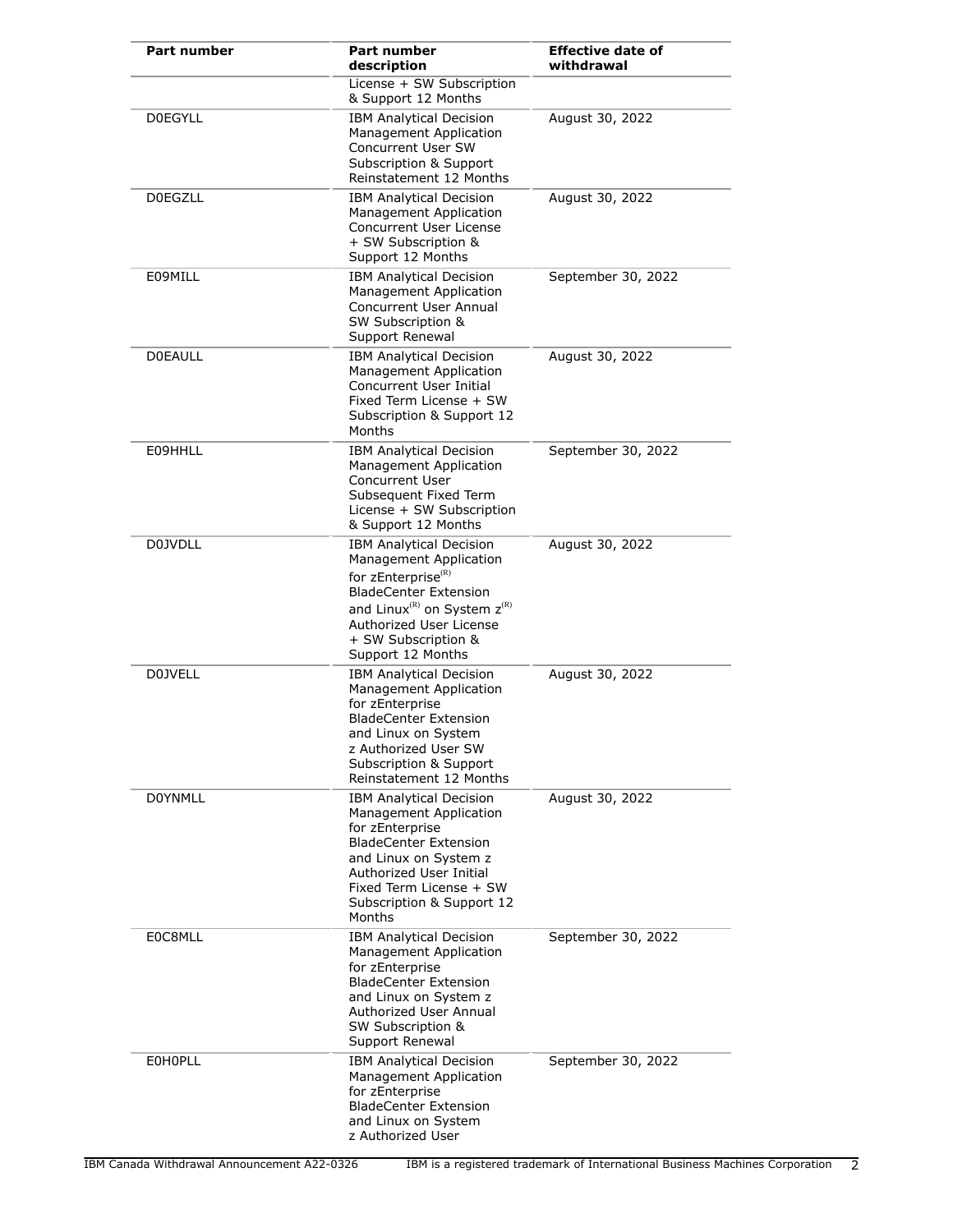| Part number | Part number description | Effective date of withdrawal |
|---|---|---|
| | License + SW Subscription & Support 12 Months | |
| D0EGYLL | IBM Analytical Decision Management Application Concurrent User SW Subscription & Support Reinstatement 12 Months | August 30, 2022 |
| D0EGZLL | IBM Analytical Decision Management Application Concurrent User License + SW Subscription & Support 12 Months | August 30, 2022 |
| E09MILL | IBM Analytical Decision Management Application Concurrent User Annual SW Subscription & Support Renewal | September 30, 2022 |
| D0EAULL | IBM Analytical Decision Management Application Concurrent User Initial Fixed Term License + SW Subscription & Support 12 Months | August 30, 2022 |
| E09HHLL | IBM Analytical Decision Management Application Concurrent User Subsequent Fixed Term License + SW Subscription & Support 12 Months | September 30, 2022 |
| D0JVDLL | IBM Analytical Decision Management Application for zEnterprise(R) BladeCenter Extension and Linux(R) on System z(R) Authorized User License + SW Subscription & Support 12 Months | August 30, 2022 |
| D0JVELL | IBM Analytical Decision Management Application for zEnterprise BladeCenter Extension and Linux on System z Authorized User SW Subscription & Support Reinstatement 12 Months | August 30, 2022 |
| D0YNMLL | IBM Analytical Decision Management Application for zEnterprise BladeCenter Extension and Linux on System z Authorized User Initial Fixed Term License + SW Subscription & Support 12 Months | August 30, 2022 |
| E0C8MLL | IBM Analytical Decision Management Application for zEnterprise BladeCenter Extension and Linux on System z Authorized User Annual SW Subscription & Support Renewal | September 30, 2022 |
| E0H0PLL | IBM Analytical Decision Management Application for zEnterprise BladeCenter Extension and Linux on System z Authorized User | September 30, 2022 |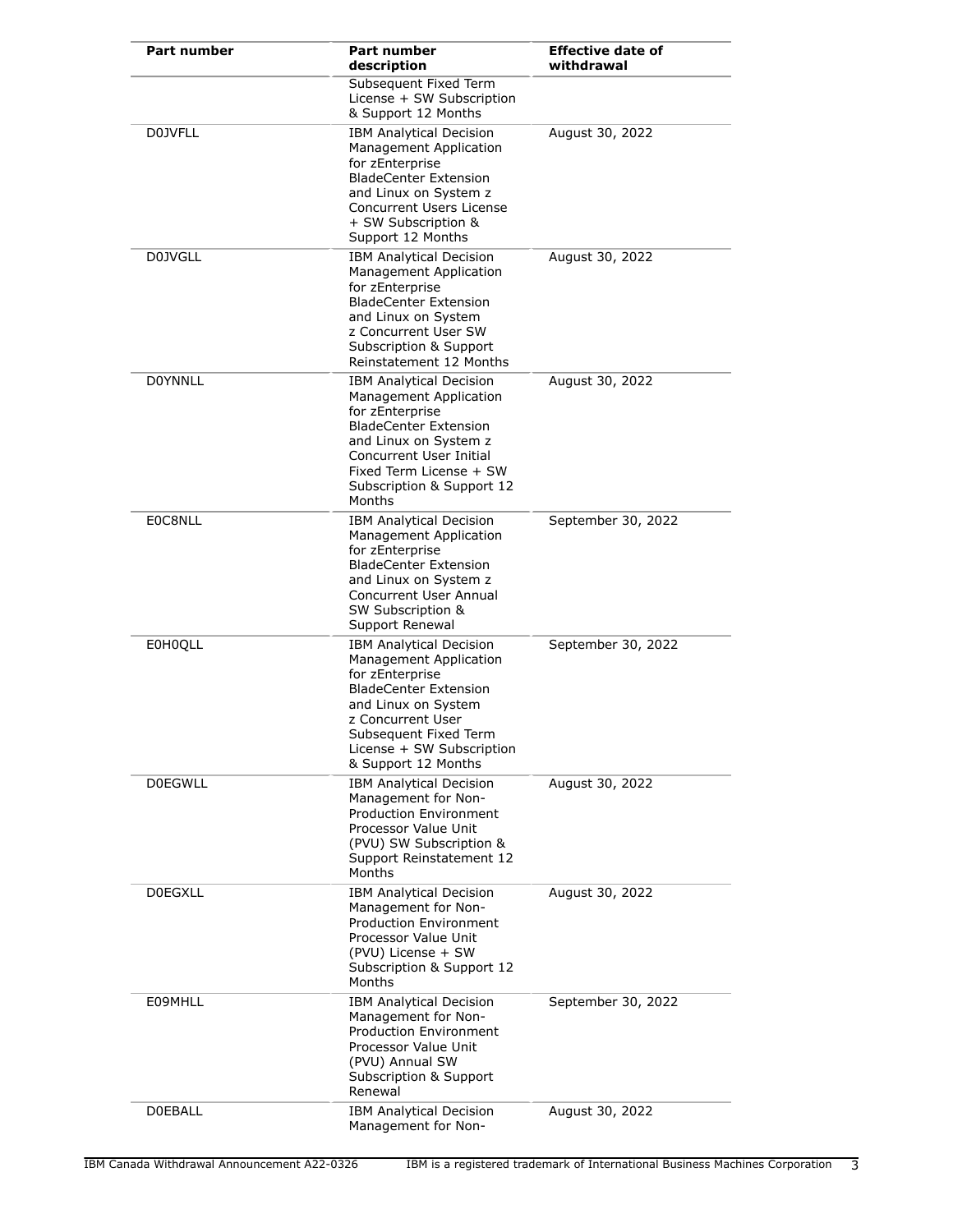| Part number | Part number description | Effective date of withdrawal |
|---|---|---|
| | Subsequent Fixed Term License + SW Subscription & Support 12 Months | |
| D0JVFLL | IBM Analytical Decision Management Application for zEnterprise BladeCenter Extension and Linux on System z Concurrent Users License + SW Subscription & Support 12 Months | August 30, 2022 |
| D0JVGLL | IBM Analytical Decision Management Application for zEnterprise BladeCenter Extension and Linux on System z Concurrent User SW Subscription & Support Reinstatement 12 Months | August 30, 2022 |
| D0YNNLL | IBM Analytical Decision Management Application for zEnterprise BladeCenter Extension and Linux on System z Concurrent User Initial Fixed Term License + SW Subscription & Support 12 Months | August 30, 2022 |
| E0C8NLL | IBM Analytical Decision Management Application for zEnterprise BladeCenter Extension and Linux on System z Concurrent User Annual SW Subscription & Support Renewal | September 30, 2022 |
| E0H0QLL | IBM Analytical Decision Management Application for zEnterprise BladeCenter Extension and Linux on System z Concurrent User Subsequent Fixed Term License + SW Subscription & Support 12 Months | September 30, 2022 |
| D0EGWLL | IBM Analytical Decision Management for Non-Production Environment Processor Value Unit (PVU) SW Subscription & Support Reinstatement 12 Months | August 30, 2022 |
| D0EGXLL | IBM Analytical Decision Management for Non-Production Environment Processor Value Unit (PVU) License + SW Subscription & Support 12 Months | August 30, 2022 |
| E09MHLL | IBM Analytical Decision Management for Non-Production Environment Processor Value Unit (PVU) Annual SW Subscription & Support Renewal | September 30, 2022 |
| D0EBALL | IBM Analytical Decision Management for Non- | August 30, 2022 |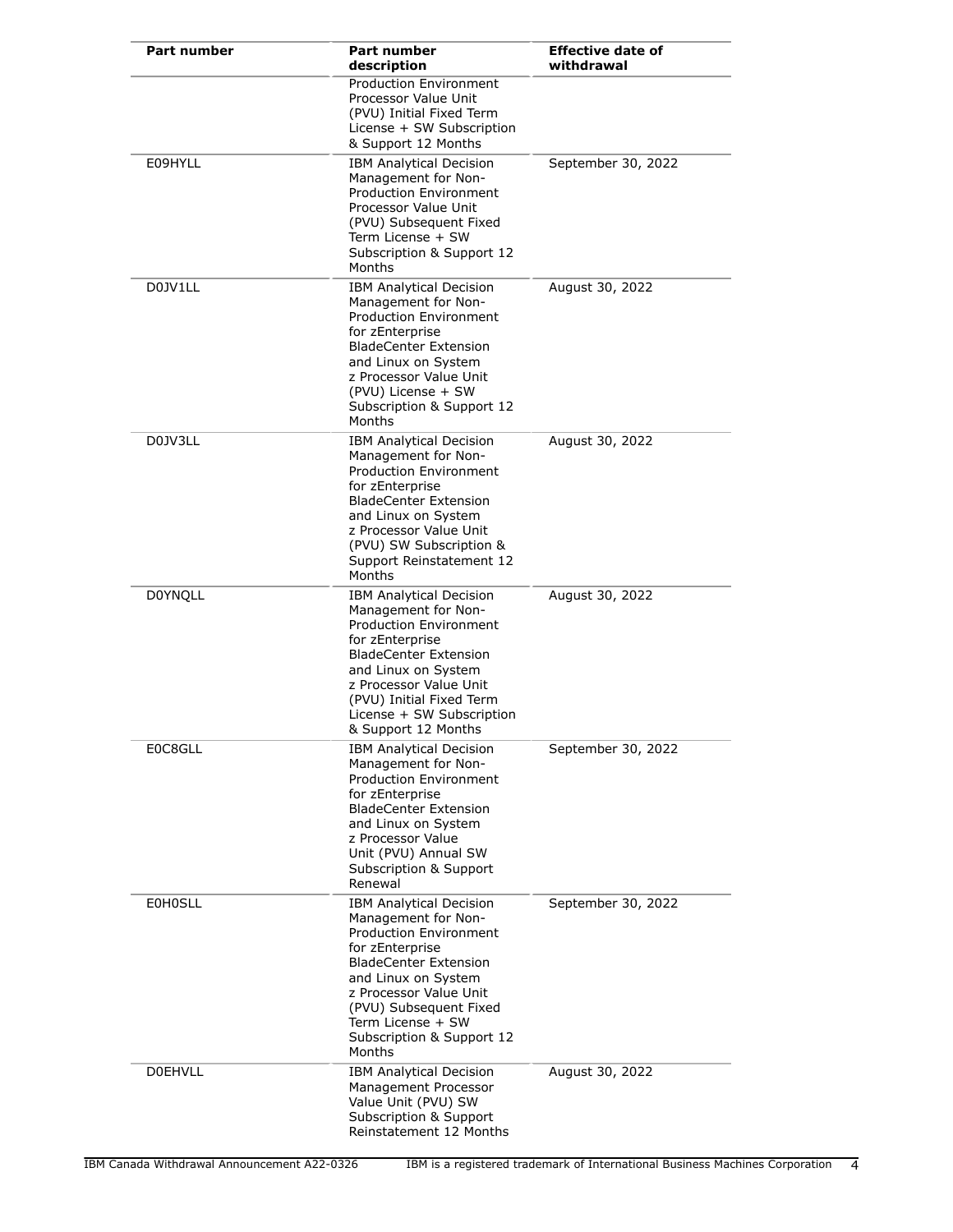| Part number | Part number description | Effective date of withdrawal |
|---|---|---|
| | Production Environment Processor Value Unit (PVU) Initial Fixed Term License + SW Subscription & Support 12 Months | |
| E09HYLL | IBM Analytical Decision Management for Non-Production Environment Processor Value Unit (PVU) Subsequent Fixed Term License + SW Subscription & Support 12 Months | September 30, 2022 |
| D0JV1LL | IBM Analytical Decision Management for Non-Production Environment for zEnterprise BladeCenter Extension and Linux on System z Processor Value Unit (PVU) License + SW Subscription & Support 12 Months | August 30, 2022 |
| D0JV3LL | IBM Analytical Decision Management for Non-Production Environment for zEnterprise BladeCenter Extension and Linux on System z Processor Value Unit (PVU) SW Subscription & Support Reinstatement 12 Months | August 30, 2022 |
| D0YNQLL | IBM Analytical Decision Management for Non-Production Environment for zEnterprise BladeCenter Extension and Linux on System z Processor Value Unit (PVU) Initial Fixed Term License + SW Subscription & Support 12 Months | August 30, 2022 |
| E0C8GLL | IBM Analytical Decision Management for Non-Production Environment for zEnterprise BladeCenter Extension and Linux on System z Processor Value Unit (PVU) Annual SW Subscription & Support Renewal | September 30, 2022 |
| E0H0SLL | IBM Analytical Decision Management for Non-Production Environment for zEnterprise BladeCenter Extension and Linux on System z Processor Value Unit (PVU) Subsequent Fixed Term License + SW Subscription & Support 12 Months | September 30, 2022 |
| D0EHVLL | IBM Analytical Decision Management Processor Value Unit (PVU) SW Subscription & Support Reinstatement 12 Months | August 30, 2022 |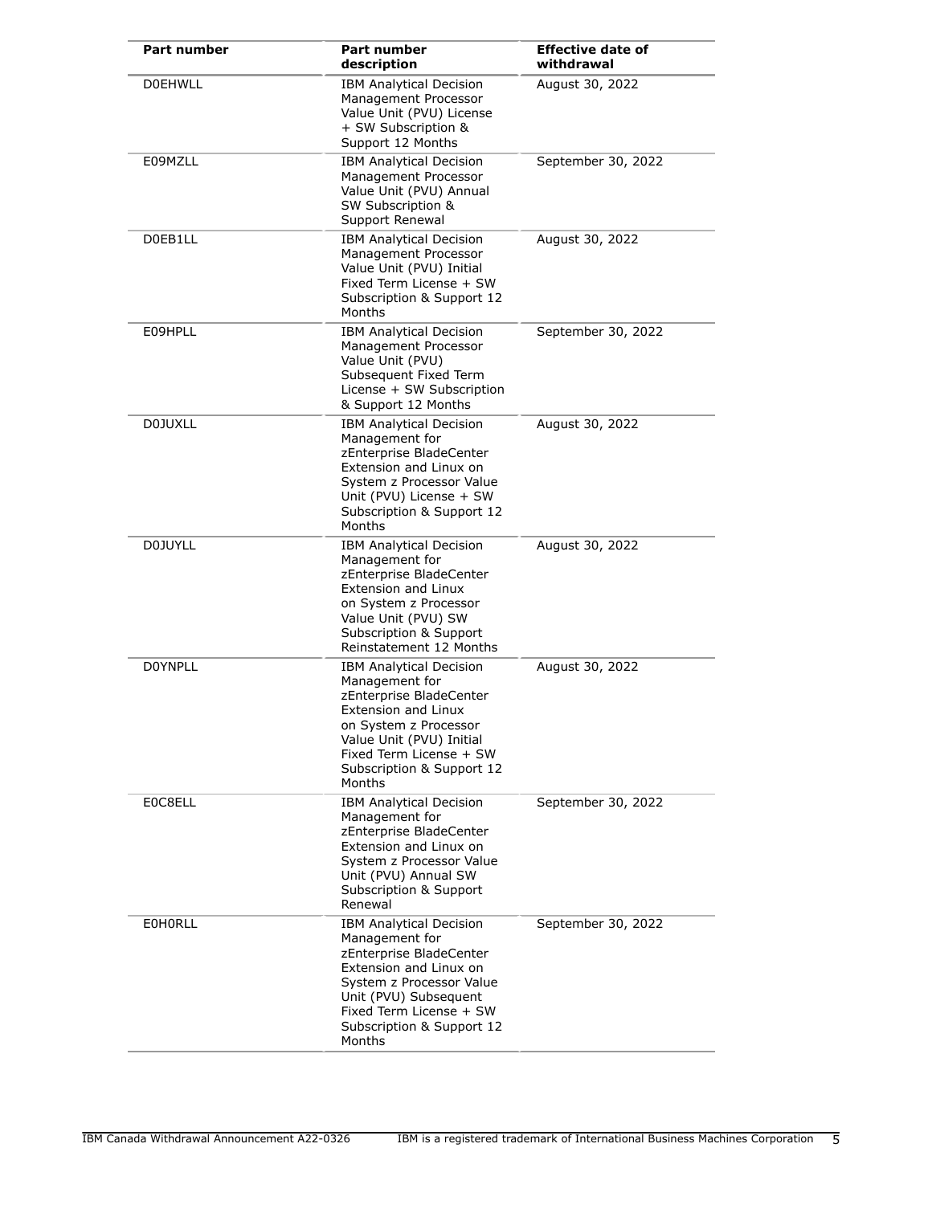| Part number | Part number description | Effective date of withdrawal |
| --- | --- | --- |
| D0EHWLL | IBM Analytical Decision Management Processor Value Unit (PVU) License + SW Subscription & Support 12 Months | August 30, 2022 |
| E09MZLL | IBM Analytical Decision Management Processor Value Unit (PVU) Annual SW Subscription & Support Renewal | September 30, 2022 |
| D0EB1LL | IBM Analytical Decision Management Processor Value Unit (PVU) Initial Fixed Term License + SW Subscription & Support 12 Months | August 30, 2022 |
| E09HPLL | IBM Analytical Decision Management Processor Value Unit (PVU) Subsequent Fixed Term License + SW Subscription & Support 12 Months | September 30, 2022 |
| D0JUXLL | IBM Analytical Decision Management for zEnterprise BladeCenter Extension and Linux on System z Processor Value Unit (PVU) License + SW Subscription & Support 12 Months | August 30, 2022 |
| D0JUYLL | IBM Analytical Decision Management for zEnterprise BladeCenter Extension and Linux on System z Processor Value Unit (PVU) SW Subscription & Support Reinstatement 12 Months | August 30, 2022 |
| D0YNPLL | IBM Analytical Decision Management for zEnterprise BladeCenter Extension and Linux on System z Processor Value Unit (PVU) Initial Fixed Term License + SW Subscription & Support 12 Months | August 30, 2022 |
| E0C8ELL | IBM Analytical Decision Management for zEnterprise BladeCenter Extension and Linux on System z Processor Value Unit (PVU) Annual SW Subscription & Support Renewal | September 30, 2022 |
| E0H0RLL | IBM Analytical Decision Management for zEnterprise BladeCenter Extension and Linux on System z Processor Value Unit (PVU) Subsequent Fixed Term License + SW Subscription & Support 12 Months | September 30, 2022 |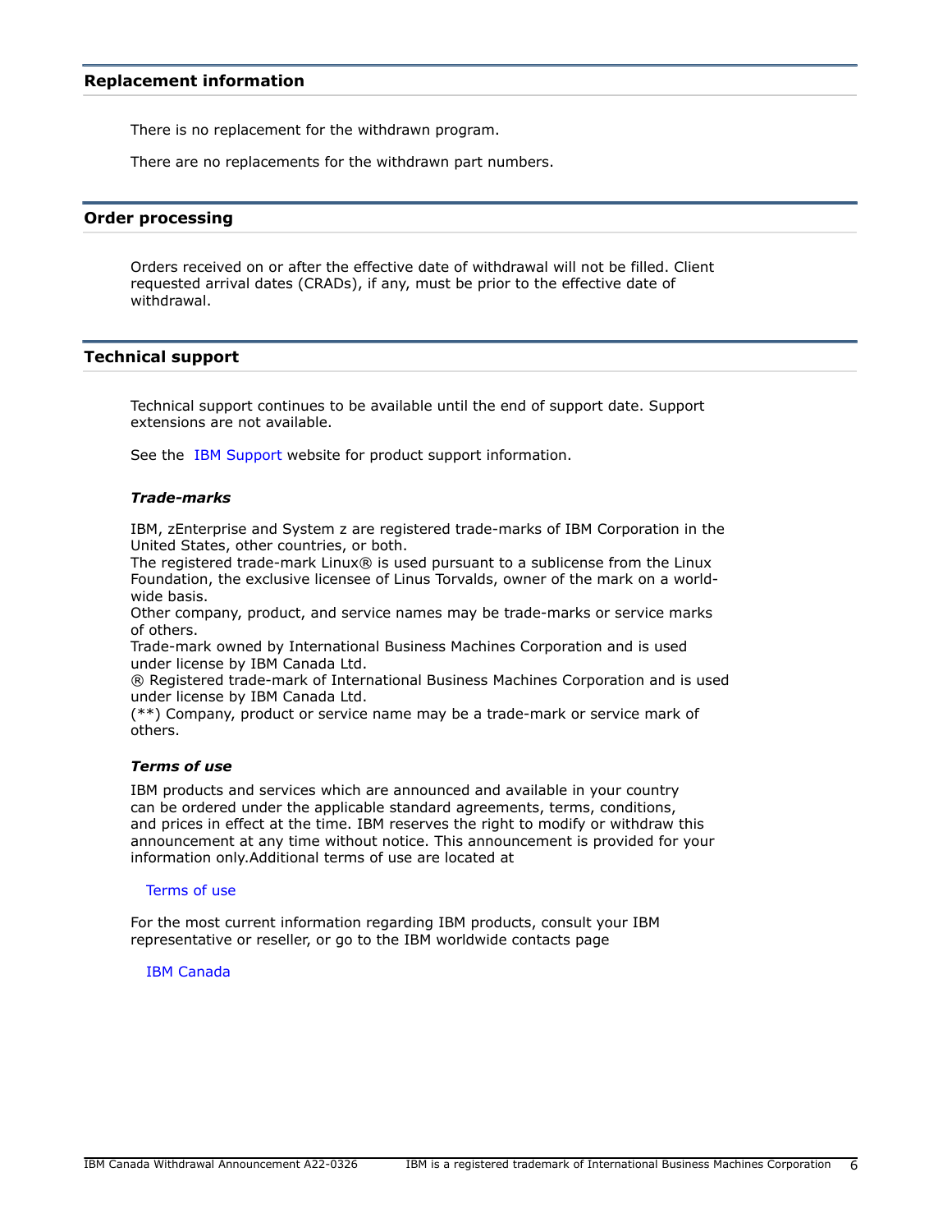## Replacement information

There is no replacement for the withdrawn program.

There are no replacements for the withdrawn part numbers.

## Order processing

Orders received on or after the effective date of withdrawal will not be filled. Client requested arrival dates (CRADs), if any, must be prior to the effective date of withdrawal.

## Technical support

Technical support continues to be available until the end of support date. Support extensions are not available.

See the IBM Support website for product support information.

### *Trade-marks*

IBM, zEnterprise and System z are registered trade-marks of IBM Corporation in the United States, other countries, or both.
The registered trade-mark Linux® is used pursuant to a sublicense from the Linux Foundation, the exclusive licensee of Linus Torvalds, owner of the mark on a world-wide basis.
Other company, product, and service names may be trade-marks or service marks of others.
Trade-mark owned by International Business Machines Corporation and is used under license by IBM Canada Ltd.
® Registered trade-mark of International Business Machines Corporation and is used under license by IBM Canada Ltd.
(**) Company, product or service name may be a trade-mark or service mark of others.

### *Terms of use*

IBM products and services which are announced and available in your country can be ordered under the applicable standard agreements, terms, conditions, and prices in effect at the time. IBM reserves the right to modify or withdraw this announcement at any time without notice. This announcement is provided for your information only.Additional terms of use are located at

Terms of use

For the most current information regarding IBM products, consult your IBM representative or reseller, or go to the IBM worldwide contacts page

IBM Canada